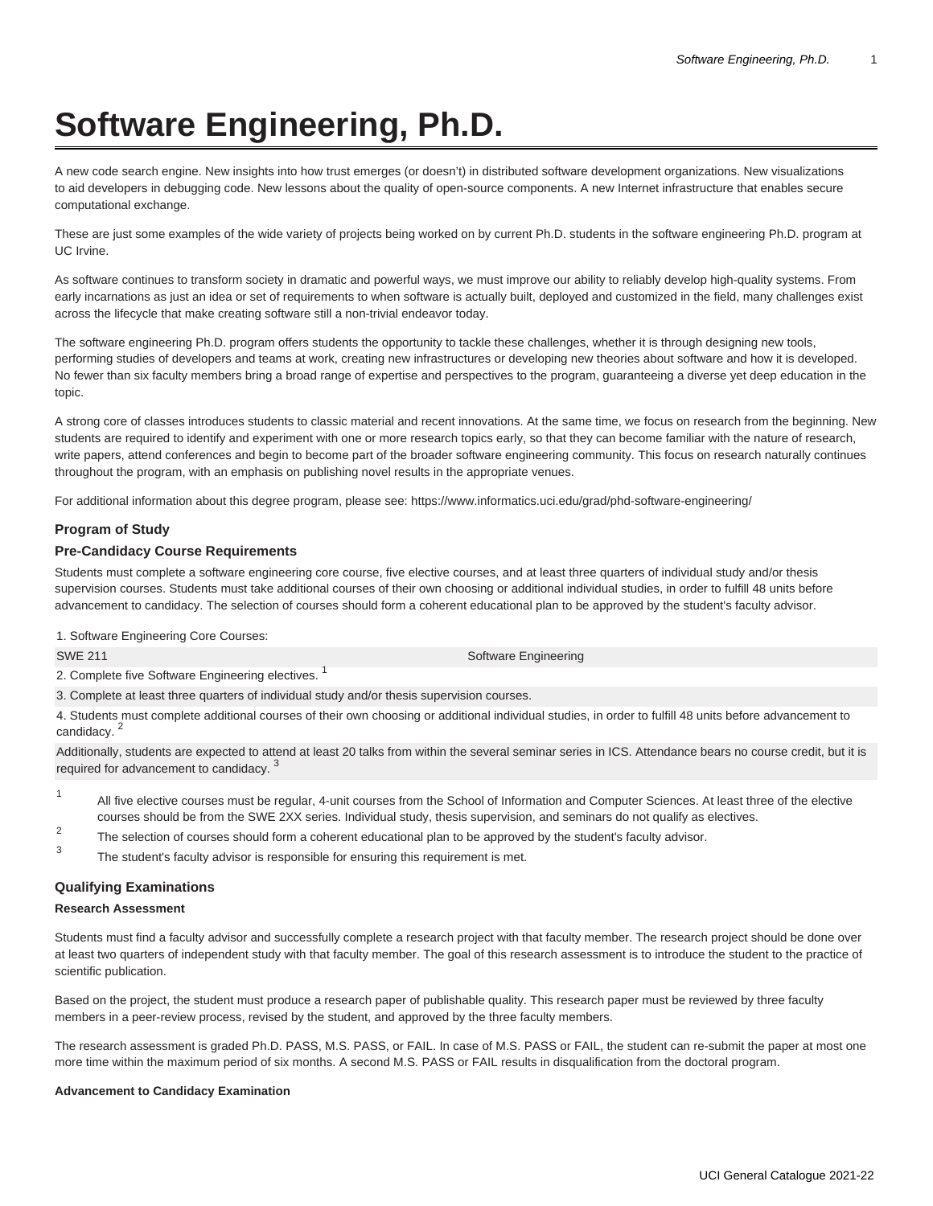# Software Engineering, Ph.D.

A new code search engine. New insights into how trust emerges (or doesn't) in distributed software development organizations. New visualizations to aid developers in debugging code. New lessons about the quality of open-source components. A new Internet infrastructure that enables secure computational exchange.

These are just some examples of the wide variety of projects being worked on by current Ph.D. students in the software engineering Ph.D. program at UC Irvine.

As software continues to transform society in dramatic and powerful ways, we must improve our ability to reliably develop high-quality systems. From early incarnations as just an idea or set of requirements to when software is actually built, deployed and customized in the field, many challenges exist across the lifecycle that make creating software still a non-trivial endeavor today.

The software engineering Ph.D. program offers students the opportunity to tackle these challenges, whether it is through designing new tools, performing studies of developers and teams at work, creating new infrastructures or developing new theories about software and how it is developed. No fewer than six faculty members bring a broad range of expertise and perspectives to the program, guaranteeing a diverse yet deep education in the topic.

A strong core of classes introduces students to classic material and recent innovations. At the same time, we focus on research from the beginning. New students are required to identify and experiment with one or more research topics early, so that they can become familiar with the nature of research, write papers, attend conferences and begin to become part of the broader software engineering community. This focus on research naturally continues throughout the program, with an emphasis on publishing novel results in the appropriate venues.

For additional information about this degree program, please see: https://www.informatics.uci.edu/grad/phd-software-engineering/

### Program of Study

### Pre-Candidacy Course Requirements

Students must complete a software engineering core course, five elective courses, and at least three quarters of individual study and/or thesis supervision courses. Students must take additional courses of their own choosing or additional individual studies, in order to fulfill 48 units before advancement to candidacy. The selection of courses should form a coherent educational plan to be approved by the student's faculty advisor.

| 1. Software Engineering Core Courses: | |
|---|---|
| SWE 211 | Software Engineering |
| 2. Complete five Software Engineering electives. [1] | |
| 3. Complete at least three quarters of individual study and/or thesis supervision courses. | |
| 4. Students must complete additional courses of their own choosing or additional individual studies, in order to fulfill 48 units before advancement to candidacy. [2] | |
| Additionally, students are expected to attend at least 20 talks from within the several seminar series in ICS. Attendance bears no course credit, but it is required for advancement to candidacy. [3] | |

1. All five elective courses must be regular, 4-unit courses from the School of Information and Computer Sciences. At least three of the elective courses should be from the SWE 2XX series. Individual study, thesis supervision, and seminars do not qualify as electives.
2. The selection of courses should form a coherent educational plan to be approved by the student's faculty advisor.
3. The student's faculty advisor is responsible for ensuring this requirement is met.

### Qualifying Examinations

#### Research Assessment

Students must find a faculty advisor and successfully complete a research project with that faculty member. The research project should be done over at least two quarters of independent study with that faculty member. The goal of this research assessment is to introduce the student to the practice of scientific publication.

Based on the project, the student must produce a research paper of publishable quality. This research paper must be reviewed by three faculty members in a peer-review process, revised by the student, and approved by the three faculty members.

The research assessment is graded Ph.D. PASS, M.S. PASS, or FAIL. In case of M.S. PASS or FAIL, the student can re-submit the paper at most one more time within the maximum period of six months. A second M.S. PASS or FAIL results in disqualification from the doctoral program.

#### Advancement to Candidacy Examination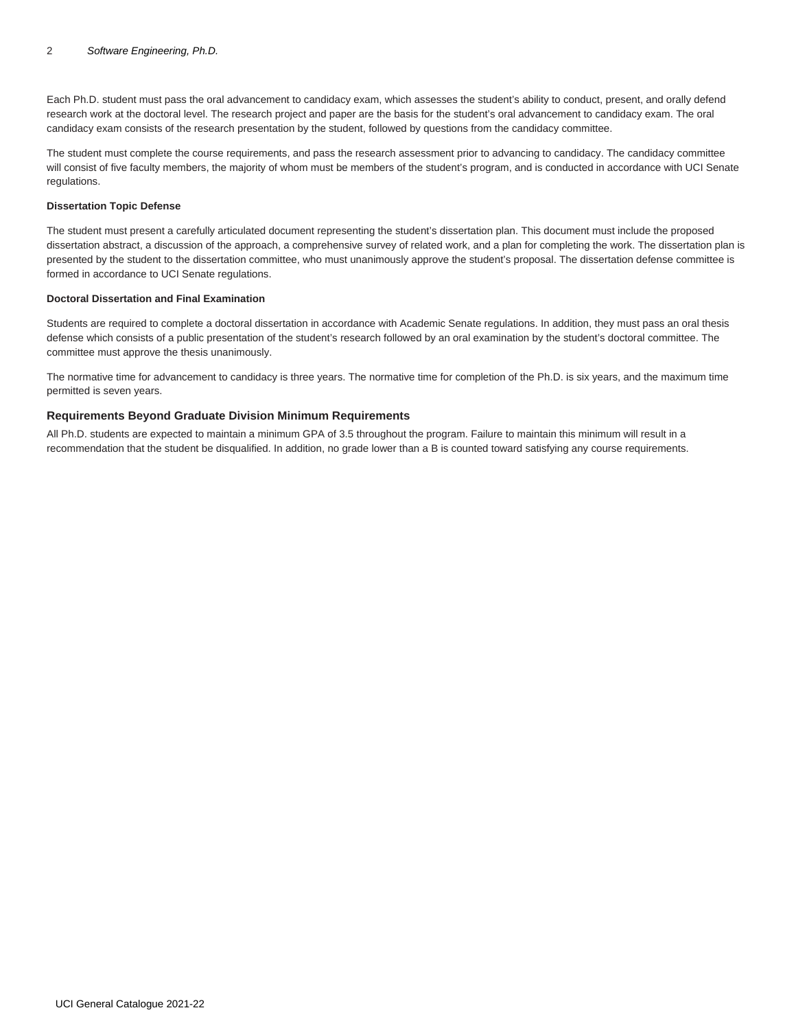Each Ph.D. student must pass the oral advancement to candidacy exam, which assesses the student's ability to conduct, present, and orally defend research work at the doctoral level. The research project and paper are the basis for the student's oral advancement to candidacy exam. The oral candidacy exam consists of the research presentation by the student, followed by questions from the candidacy committee.

The student must complete the course requirements, and pass the research assessment prior to advancing to candidacy. The candidacy committee will consist of five faculty members, the majority of whom must be members of the student's program, and is conducted in accordance with UCI Senate regulations.

**Dissertation Topic Defense**

The student must present a carefully articulated document representing the student's dissertation plan. This document must include the proposed dissertation abstract, a discussion of the approach, a comprehensive survey of related work, and a plan for completing the work. The dissertation plan is presented by the student to the dissertation committee, who must unanimously approve the student's proposal. The dissertation defense committee is formed in accordance to UCI Senate regulations.

**Doctoral Dissertation and Final Examination**

Students are required to complete a doctoral dissertation in accordance with Academic Senate regulations. In addition, they must pass an oral thesis defense which consists of a public presentation of the student's research followed by an oral examination by the student's doctoral committee. The committee must approve the thesis unanimously.

The normative time for advancement to candidacy is three years. The normative time for completion of the Ph.D. is six years, and the maximum time permitted is seven years.

### Requirements Beyond Graduate Division Minimum Requirements

All Ph.D. students are expected to maintain a minimum GPA of 3.5 throughout the program. Failure to maintain this minimum will result in a recommendation that the student be disqualified. In addition, no grade lower than a B is counted toward satisfying any course requirements.